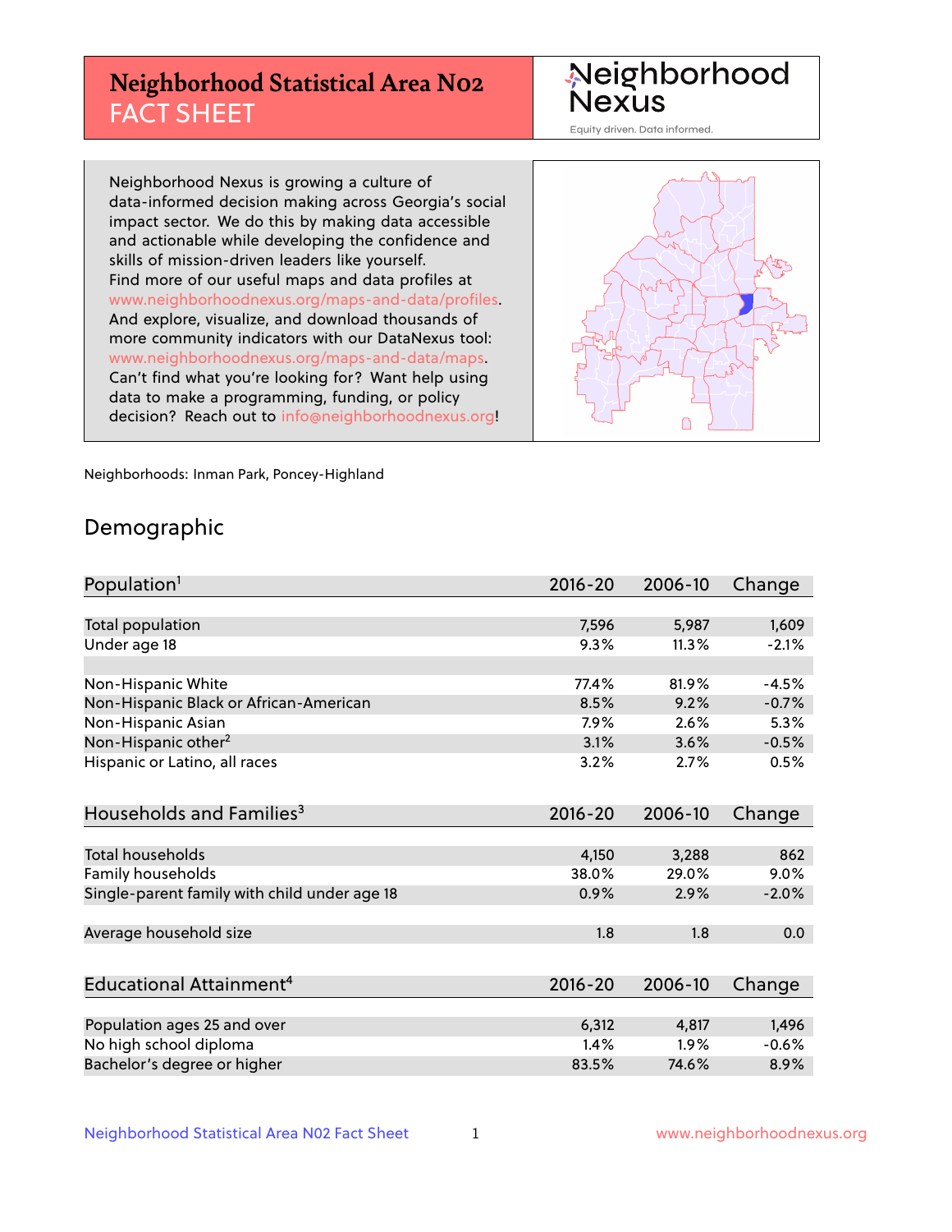# Neighborhood Statistical Area N02 FACT SHEET

Neighborhood Nexus

Equity driven. Data informed.

Neighborhood Nexus is growing a culture of data-informed decision making across Georgia's social impact sector. We do this by making data accessible and actionable while developing the confidence and skills of mission-driven leaders like yourself. Find more of our useful maps and data profiles at www.neighborhoodnexus.org/maps-and-data/profiles. And explore, visualize, and download thousands of more community indicators with our DataNexus tool: www.neighborhoodnexus.org/maps-and-data/maps. Can't find what you're looking for? Want help using data to make a programming, funding, or policy decision? Reach out to info@neighborhoodnexus.org!

Neighborhoods: Inman Park, Poncey-Highland

## Demographic

| Population[1] | 2016-20 | 2006-10 | Change |
|---|---|---|---|
| Total population | 7,596 | 5,987 | 1,609 |
| Under age 18 | 9.3% | 11.3% | -2.1% |
| | | | |
| Non-Hispanic White | 77.4% | 81.9% | -4.5% |
| Non-Hispanic Black or African-American | 8.5% | 9.2% | -0.7% |
| Non-Hispanic Asian | 7.9% | 2.6% | 5.3% |
| Non-Hispanic other[2] | 3.1% | 3.6% | -0.5% |
| Hispanic or Latino, all races | 3.2% | 2.7% | 0.5% |

| Households and Families[3] | 2016-20 | 2006-10 | Change |
|---|---|---|---|
| Total households | 4,150 | 3,288 | 862 |
| Family households | 38.0% | 29.0% | 9.0% |
| Single-parent family with child under age 18 | 0.9% | 2.9% | -2.0% |
| | | | |
| Average household size | 1.8 | 1.8 | 0.0 |

| Educational Attainment[4] | 2016-20 | 2006-10 | Change |
|---|---|---|---|
| Population ages 25 and over | 6,312 | 4,817 | 1,496 |
| No high school diploma | 1.4% | 1.9% | -0.6% |
| Bachelor's degree or higher | 83.5% | 74.6% | 8.9% |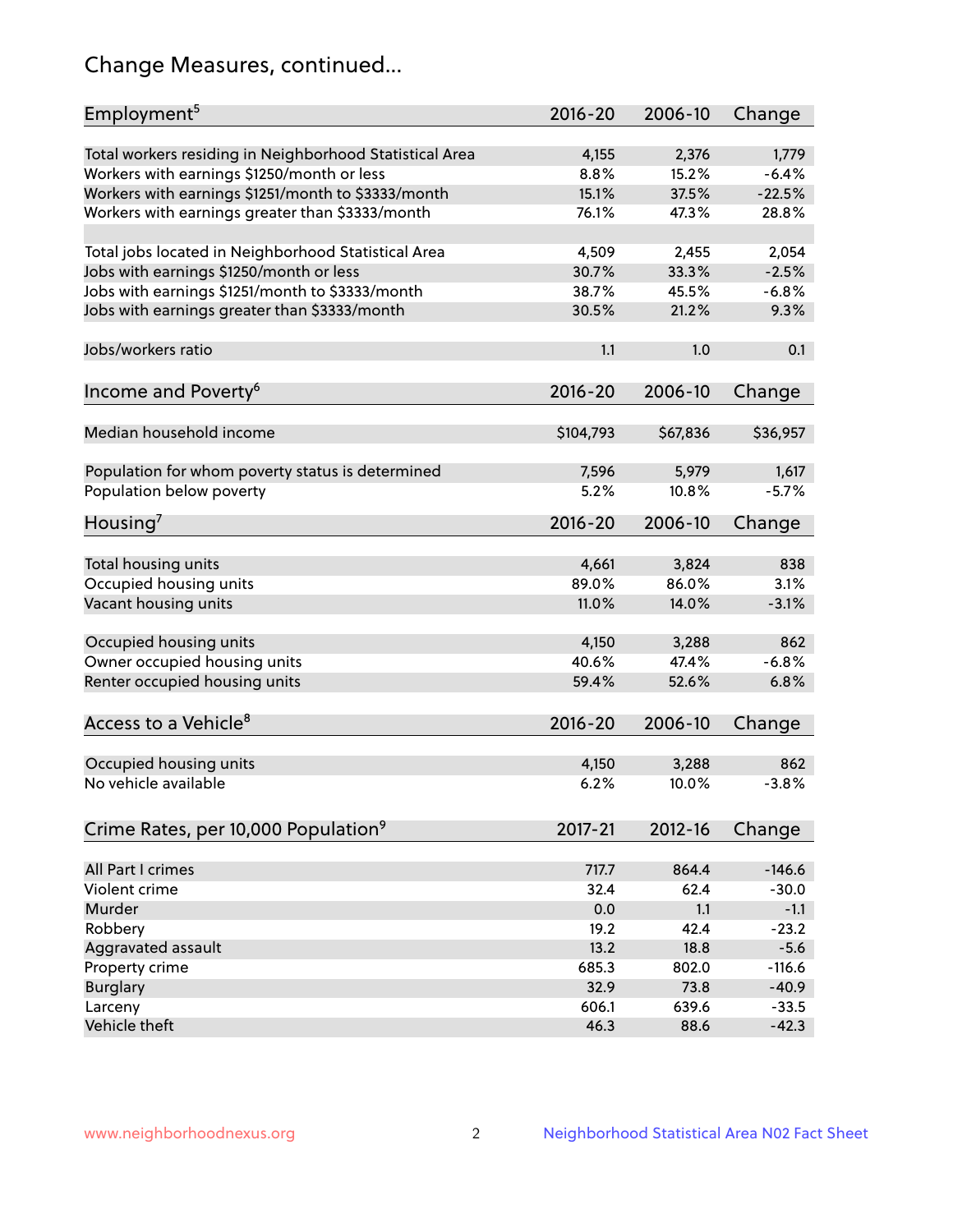## Change Measures, continued...

| Employment[5] | 2016-20 | 2006-10 | Change |
|---|---|---|---|
| Total workers residing in Neighborhood Statistical Area | 4,155 | 2,376 | 1,779 |
| Workers with earnings $1250/month or less | 8.8% | 15.2% | -6.4% |
| Workers with earnings $1251/month to $3333/month | 15.1% | 37.5% | -22.5% |
| Workers with earnings greater than $3333/month | 76.1% | 47.3% | 28.8% |
| | | | |
| Total jobs located in Neighborhood Statistical Area | 4,509 | 2,455 | 2,054 |
| Jobs with earnings $1250/month or less | 30.7% | 33.3% | -2.5% |
| Jobs with earnings $1251/month to $3333/month | 38.7% | 45.5% | -6.8% |
| Jobs with earnings greater than $3333/month | 30.5% | 21.2% | 9.3% |
| | | | |
| Jobs/workers ratio | 1.1 | 1.0 | 0.1 |

| Income and Poverty[6] | 2016-20 | 2006-10 | Change |
|---|---|---|---|
| Median household income | $104,793 | $67,836 | $36,957 |
| | | | |
| Population for whom poverty status is determined | 7,596 | 5,979 | 1,617 |
| Population below poverty | 5.2% | 10.8% | -5.7% |

| Housing[7] | 2016-20 | 2006-10 | Change |
|---|---|---|---|
| Total housing units | 4,661 | 3,824 | 838 |
| Occupied housing units | 89.0% | 86.0% | 3.1% |
| Vacant housing units | 11.0% | 14.0% | -3.1% |
| | | | |
| Occupied housing units | 4,150 | 3,288 | 862 |
| Owner occupied housing units | 40.6% | 47.4% | -6.8% |
| Renter occupied housing units | 59.4% | 52.6% | 6.8% |

| Access to a Vehicle[8] | 2016-20 | 2006-10 | Change |
|---|---|---|---|
| Occupied housing units | 4,150 | 3,288 | 862 |
| No vehicle available | 6.2% | 10.0% | -3.8% |

| Crime Rates, per 10,000 Population[9] | 2017-21 | 2012-16 | Change |
|---|---|---|---|
| All Part I crimes | 717.7 | 864.4 | -146.6 |
| Violent crime | 32.4 | 62.4 | -30.0 |
| Murder | 0.0 | 1.1 | -1.1 |
| Robbery | 19.2 | 42.4 | -23.2 |
| Aggravated assault | 13.2 | 18.8 | -5.6 |
| Property crime | 685.3 | 802.0 | -116.6 |
| Burglary | 32.9 | 73.8 | -40.9 |
| Larceny | 606.1 | 639.6 | -33.5 |
| Vehicle theft | 46.3 | 88.6 | -42.3 |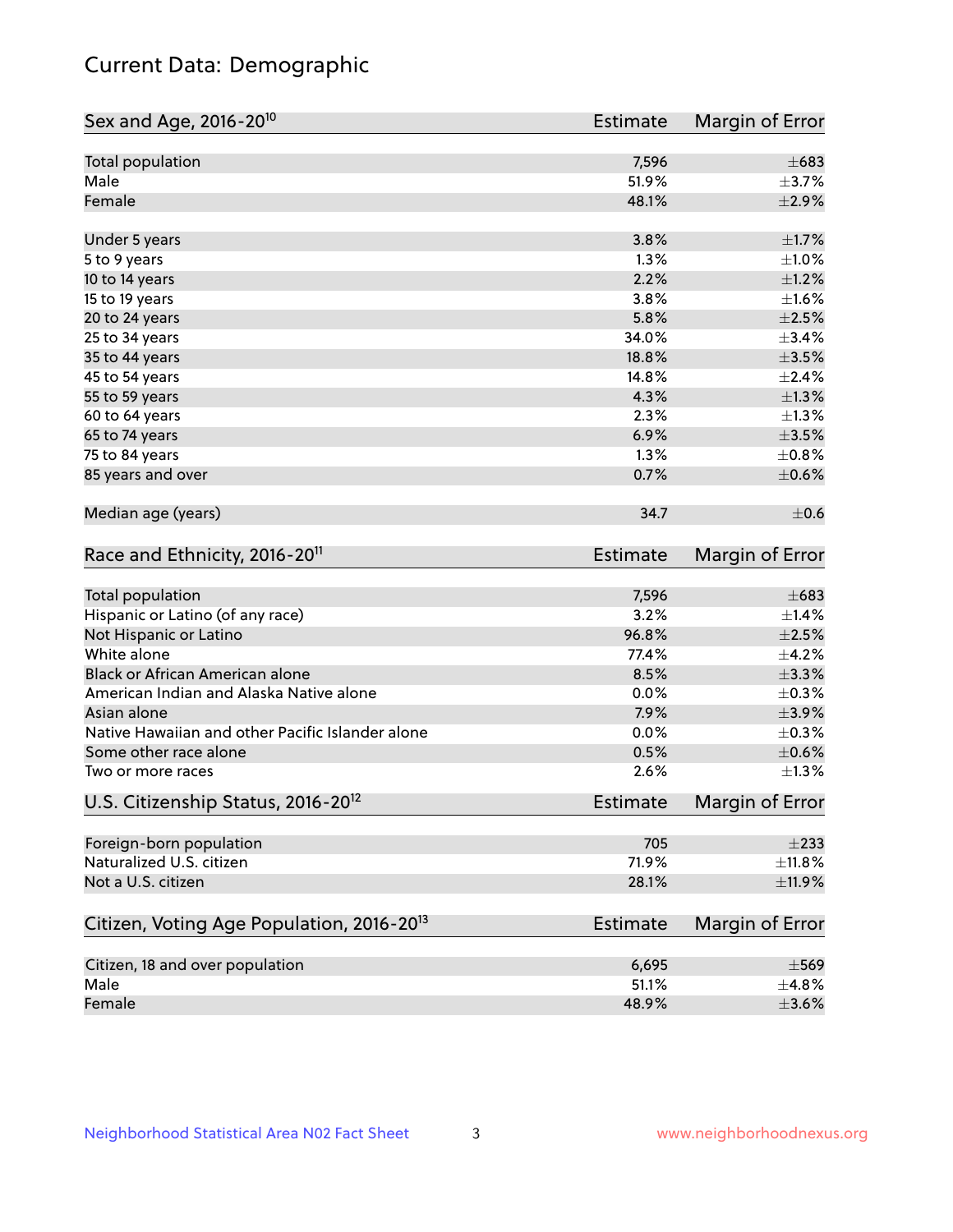# Current Data: Demographic

| Sex and Age, 2016-20[10] | Estimate | Margin of Error |
|---|---|---|
| Total population | 7,596 | ±683 |
| Male | 51.9% | ±3.7% |
| Female | 48.1% | ±2.9% |
| Under 5 years | 3.8% | ±1.7% |
| 5 to 9 years | 1.3% | ±1.0% |
| 10 to 14 years | 2.2% | ±1.2% |
| 15 to 19 years | 3.8% | ±1.6% |
| 20 to 24 years | 5.8% | ±2.5% |
| 25 to 34 years | 34.0% | ±3.4% |
| 35 to 44 years | 18.8% | ±3.5% |
| 45 to 54 years | 14.8% | ±2.4% |
| 55 to 59 years | 4.3% | ±1.3% |
| 60 to 64 years | 2.3% | ±1.3% |
| 65 to 74 years | 6.9% | ±3.5% |
| 75 to 84 years | 1.3% | ±0.8% |
| 85 years and over | 0.7% | ±0.6% |
| Median age (years) | 34.7 | ±0.6 |

| Race and Ethnicity, 2016-20[11] | Estimate | Margin of Error |
|---|---|---|
| Total population | 7,596 | ±683 |
| Hispanic or Latino (of any race) | 3.2% | ±1.4% |
| Not Hispanic or Latino | 96.8% | ±2.5% |
| White alone | 77.4% | ±4.2% |
| Black or African American alone | 8.5% | ±3.3% |
| American Indian and Alaska Native alone | 0.0% | ±0.3% |
| Asian alone | 7.9% | ±3.9% |
| Native Hawaiian and other Pacific Islander alone | 0.0% | ±0.3% |
| Some other race alone | 0.5% | ±0.6% |
| Two or more races | 2.6% | ±1.3% |

| U.S. Citizenship Status, 2016-20[12] | Estimate | Margin of Error |
|---|---|---|
| Foreign-born population | 705 | ±233 |
| Naturalized U.S. citizen | 71.9% | ±11.8% |
| Not a U.S. citizen | 28.1% | ±11.9% |

| Citizen, Voting Age Population, 2016-20[13] | Estimate | Margin of Error |
|---|---|---|
| Citizen, 18 and over population | 6,695 | ±569 |
| Male | 51.1% | ±4.8% |
| Female | 48.9% | ±3.6% |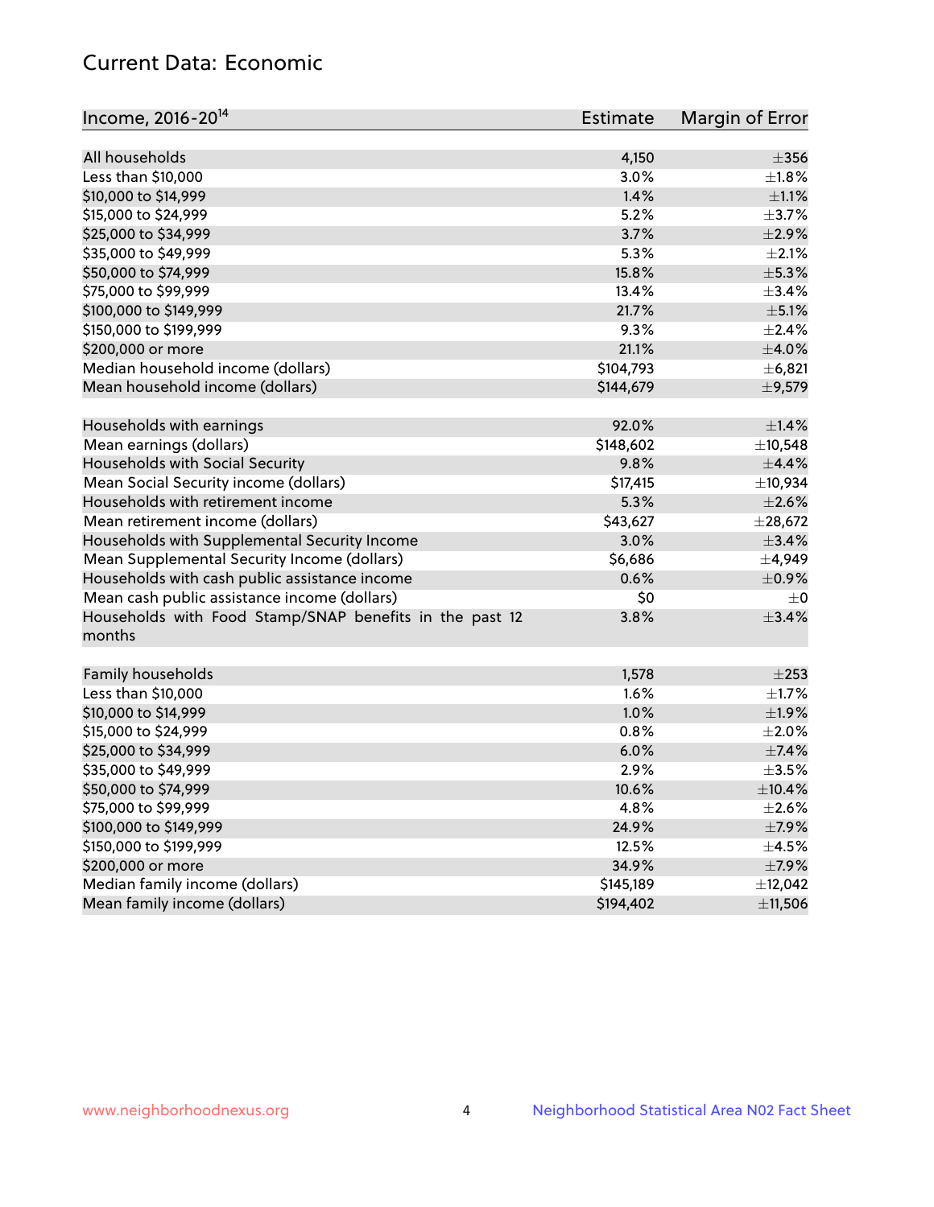## Current Data: Economic

| Income, 2016-20[14] | Estimate | Margin of Error |
|---|---|---|
| All households | 4,150 | ±356 |
| Less than $10,000 | 3.0% | ±1.8% |
| $10,000 to $14,999 | 1.4% | ±1.1% |
| $15,000 to $24,999 | 5.2% | ±3.7% |
| $25,000 to $34,999 | 3.7% | ±2.9% |
| $35,000 to $49,999 | 5.3% | ±2.1% |
| $50,000 to $74,999 | 15.8% | ±5.3% |
| $75,000 to $99,999 | 13.4% | ±3.4% |
| $100,000 to $149,999 | 21.7% | ±5.1% |
| $150,000 to $199,999 | 9.3% | ±2.4% |
| $200,000 or more | 21.1% | ±4.0% |
| Median household income (dollars) | $104,793 | ±6,821 |
| Mean household income (dollars) | $144,679 | ±9,579 |
| | | |
| Households with earnings | 92.0% | ±1.4% |
| Mean earnings (dollars) | $148,602 | ±10,548 |
| Households with Social Security | 9.8% | ±4.4% |
| Mean Social Security income (dollars) | $17,415 | ±10,934 |
| Households with retirement income | 5.3% | ±2.6% |
| Mean retirement income (dollars) | $43,627 | ±28,672 |
| Households with Supplemental Security Income | 3.0% | ±3.4% |
| Mean Supplemental Security Income (dollars) | $6,686 | ±4,949 |
| Households with cash public assistance income | 0.6% | ±0.9% |
| Mean cash public assistance income (dollars) | $0 | ±0 |
| Households with Food Stamp/SNAP benefits in the past 12 months | 3.8% | ±3.4% |
| | | |
| Family households | 1,578 | ±253 |
| Less than $10,000 | 1.6% | ±1.7% |
| $10,000 to $14,999 | 1.0% | ±1.9% |
| $15,000 to $24,999 | 0.8% | ±2.0% |
| $25,000 to $34,999 | 6.0% | ±7.4% |
| $35,000 to $49,999 | 2.9% | ±3.5% |
| $50,000 to $74,999 | 10.6% | ±10.4% |
| $75,000 to $99,999 | 4.8% | ±2.6% |
| $100,000 to $149,999 | 24.9% | ±7.9% |
| $150,000 to $199,999 | 12.5% | ±4.5% |
| $200,000 or more | 34.9% | ±7.9% |
| Median family income (dollars) | $145,189 | ±12,042 |
| Mean family income (dollars) | $194,402 | ±11,506 |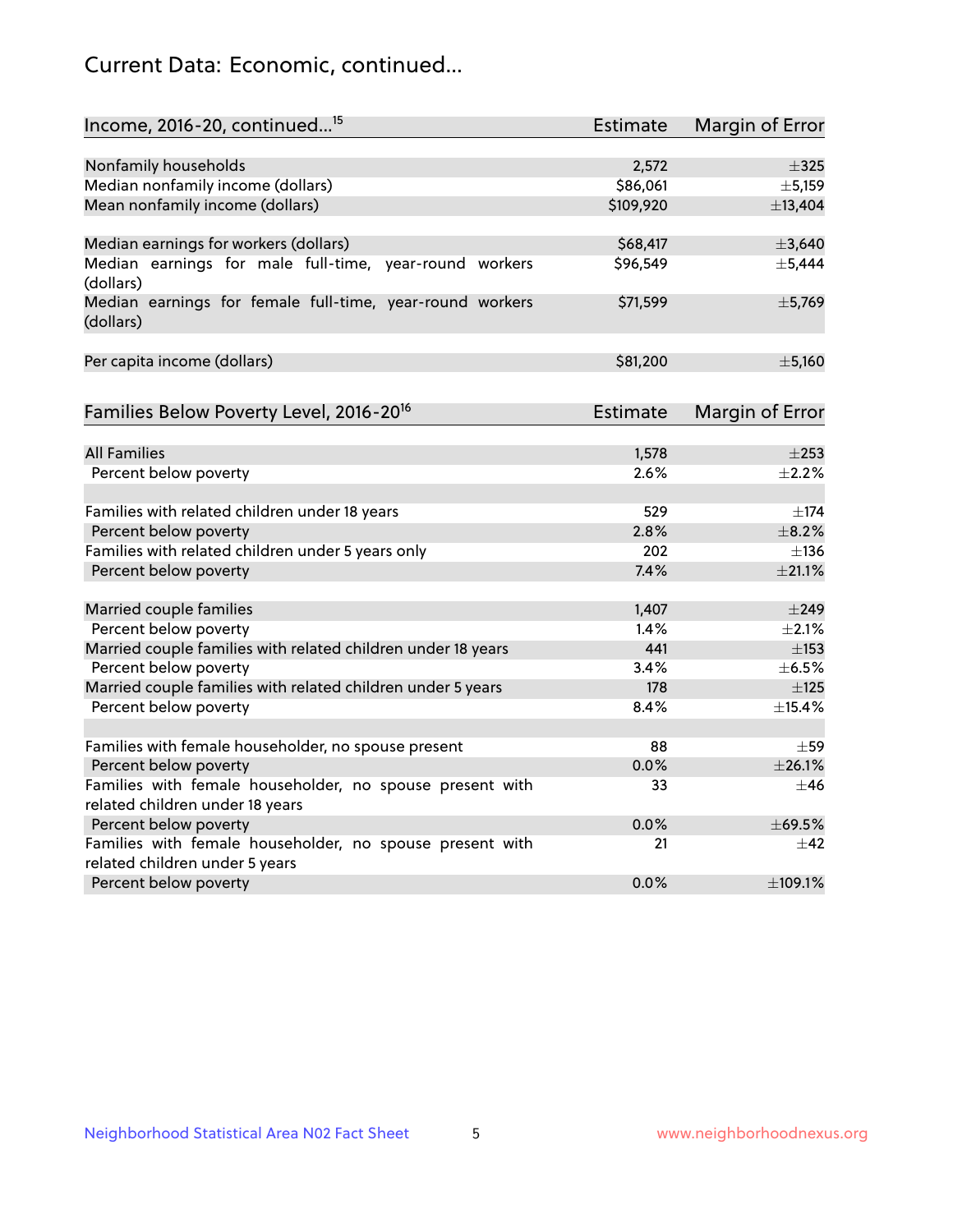## Current Data: Economic, continued...

| Income, 2016-20, continued...[15] | Estimate | Margin of Error |
|---|---|---|
| Nonfamily households | 2,572 | ±325 |
| Median nonfamily income (dollars) | $86,061 | ±5,159 |
| Mean nonfamily income (dollars) | $109,920 | ±13,404 |
| | | |
| Median earnings for workers (dollars) | $68,417 | ±3,640 |
| Median earnings for male full-time, year-round workers (dollars) | $96,549 | ±5,444 |
| Median earnings for female full-time, year-round workers (dollars) | $71,599 | ±5,769 |
| | | |
| Per capita income (dollars) | $81,200 | ±5,160 |

| Families Below Poverty Level, 2016-20[16] | Estimate | Margin of Error |
|---|---|---|
| All Families | 1,578 | ±253 |
| Percent below poverty | 2.6% | ±2.2% |
| | | |
| Families with related children under 18 years | 529 | ±174 |
| Percent below poverty | 2.8% | ±8.2% |
| Families with related children under 5 years only | 202 | ±136 |
| Percent below poverty | 7.4% | ±21.1% |
| | | |
| Married couple families | 1,407 | ±249 |
| Percent below poverty | 1.4% | ±2.1% |
| Married couple families with related children under 18 years | 441 | ±153 |
| Percent below poverty | 3.4% | ±6.5% |
| Married couple families with related children under 5 years | 178 | ±125 |
| Percent below poverty | 8.4% | ±15.4% |
| | | |
| Families with female householder, no spouse present | 88 | ±59 |
| Percent below poverty | 0.0% | ±26.1% |
| Families with female householder, no spouse present with related children under 18 years | 33 | ±46 |
| Percent below poverty | 0.0% | ±69.5% |
| Families with female householder, no spouse present with related children under 5 years | 21 | ±42 |
| Percent below poverty | 0.0% | ±109.1% |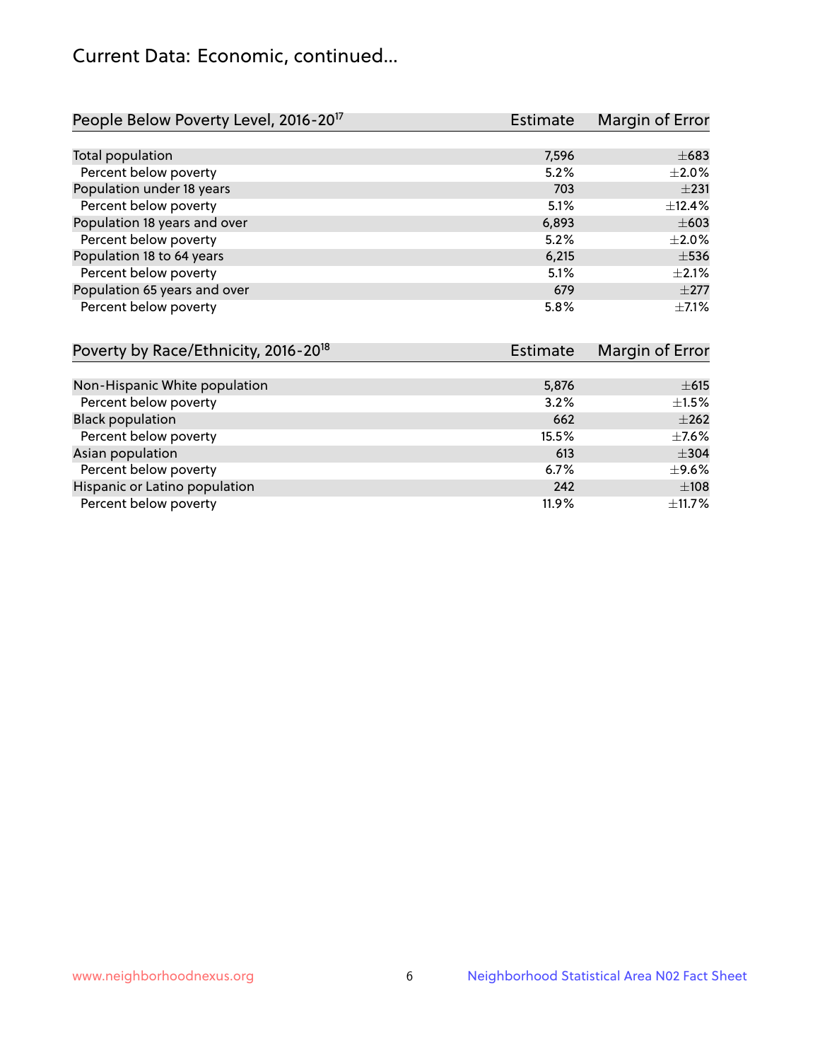# Current Data: Economic, continued...

| People Below Poverty Level, 2016-20[17] | Estimate | Margin of Error |
|---|---|---|
| Total population | 7,596 | ±683 |
| Percent below poverty | 5.2% | ±2.0% |
| Population under 18 years | 703 | ±231 |
| Percent below poverty | 5.1% | ±12.4% |
| Population 18 years and over | 6,893 | ±603 |
| Percent below poverty | 5.2% | ±2.0% |
| Population 18 to 64 years | 6,215 | ±536 |
| Percent below poverty | 5.1% | ±2.1% |
| Population 65 years and over | 679 | ±277 |
| Percent below poverty | 5.8% | ±7.1% |

| Poverty by Race/Ethnicity, 2016-20[18] | Estimate | Margin of Error |
|---|---|---|
| Non-Hispanic White population | 5,876 | ±615 |
| Percent below poverty | 3.2% | ±1.5% |
| Black population | 662 | ±262 |
| Percent below poverty | 15.5% | ±7.6% |
| Asian population | 613 | ±304 |
| Percent below poverty | 6.7% | ±9.6% |
| Hispanic or Latino population | 242 | ±108 |
| Percent below poverty | 11.9% | ±11.7% |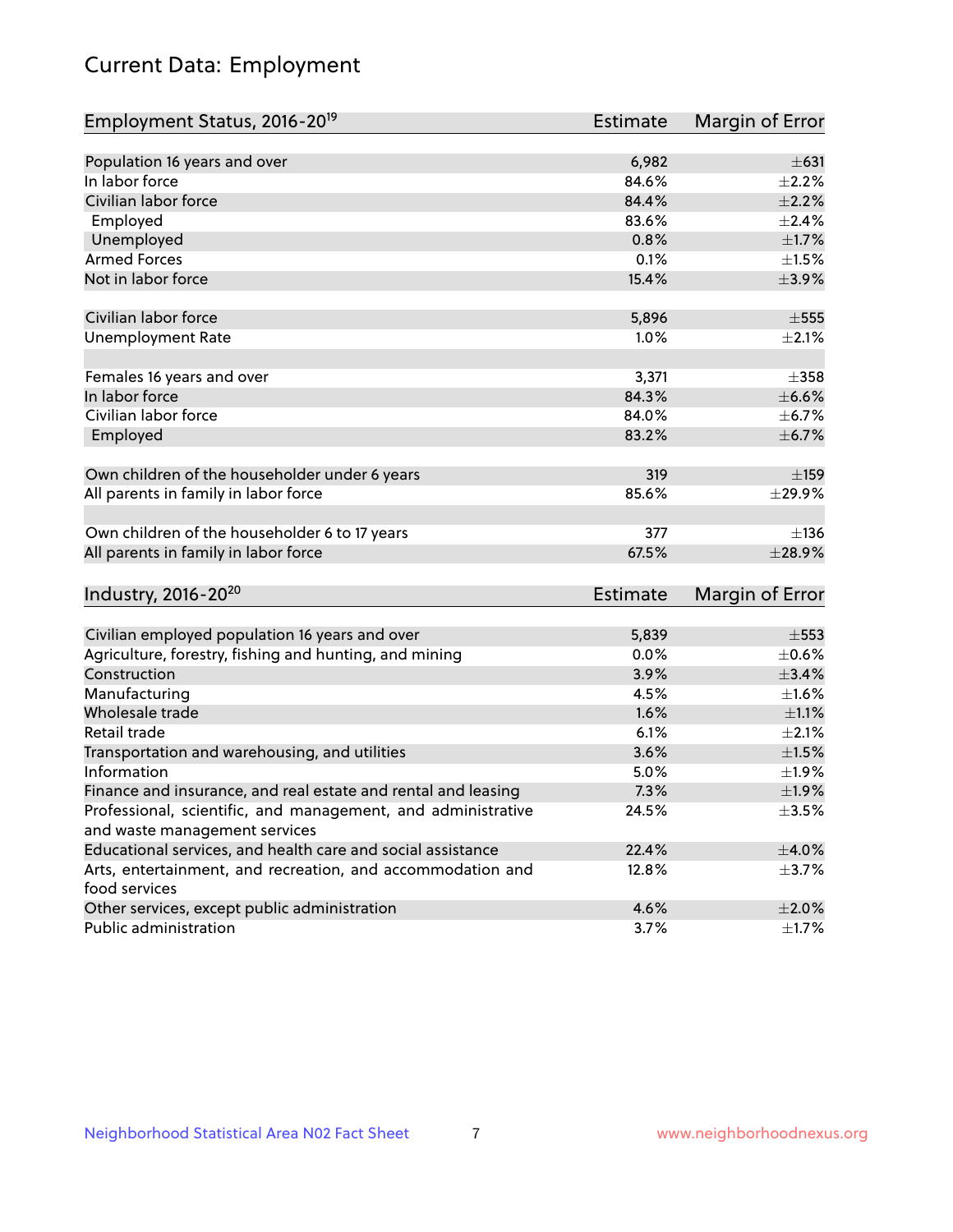# Current Data: Employment

| Employment Status, 2016-20[19] | Estimate | Margin of Error |
|---|---|---|
| Population 16 years and over | 6,982 | ±631 |
| In labor force | 84.6% | ±2.2% |
| Civilian labor force | 84.4% | ±2.2% |
| Employed | 83.6% | ±2.4% |
| Unemployed | 0.8% | ±1.7% |
| Armed Forces | 0.1% | ±1.5% |
| Not in labor force | 15.4% | ±3.9% |
| | | |
| Civilian labor force | 5,896 | ±555 |
| Unemployment Rate | 1.0% | ±2.1% |
| | | |
| Females 16 years and over | 3,371 | ±358 |
| In labor force | 84.3% | ±6.6% |
| Civilian labor force | 84.0% | ±6.7% |
| Employed | 83.2% | ±6.7% |
| | | |
| Own children of the householder under 6 years | 319 | ±159 |
| All parents in family in labor force | 85.6% | ±29.9% |
| | | |
| Own children of the householder 6 to 17 years | 377 | ±136 |
| All parents in family in labor force | 67.5% | ±28.9% |

| Industry, 2016-20[20] | Estimate | Margin of Error |
|---|---|---|
| Civilian employed population 16 years and over | 5,839 | ±553 |
| Agriculture, forestry, fishing and hunting, and mining | 0.0% | ±0.6% |
| Construction | 3.9% | ±3.4% |
| Manufacturing | 4.5% | ±1.6% |
| Wholesale trade | 1.6% | ±1.1% |
| Retail trade | 6.1% | ±2.1% |
| Transportation and warehousing, and utilities | 3.6% | ±1.5% |
| Information | 5.0% | ±1.9% |
| Finance and insurance, and real estate and rental and leasing | 7.3% | ±1.9% |
| Professional, scientific, and management, and administrative and waste management services | 24.5% | ±3.5% |
| Educational services, and health care and social assistance | 22.4% | ±4.0% |
| Arts, entertainment, and recreation, and accommodation and food services | 12.8% | ±3.7% |
| Other services, except public administration | 4.6% | ±2.0% |
| Public administration | 3.7% | ±1.7% |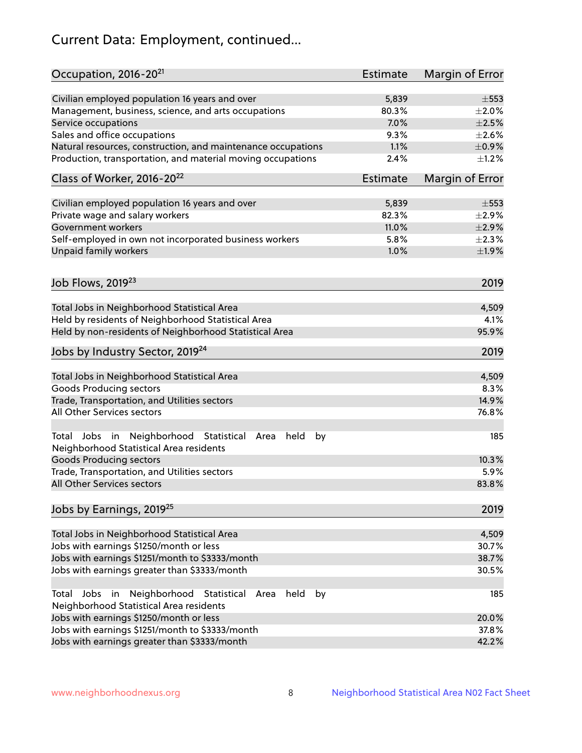# Current Data: Employment, continued...

| Occupation, 2016-20[21] | Estimate | Margin of Error |
|---|---|---|
| Civilian employed population 16 years and over | 5,839 | ±553 |
| Management, business, science, and arts occupations | 80.3% | ±2.0% |
| Service occupations | 7.0% | ±2.5% |
| Sales and office occupations | 9.3% | ±2.6% |
| Natural resources, construction, and maintenance occupations | 1.1% | ±0.9% |
| Production, transportation, and material moving occupations | 2.4% | ±1.2% |

| Class of Worker, 2016-20[22] | Estimate | Margin of Error |
|---|---|---|
| Civilian employed population 16 years and over | 5,839 | ±553 |
| Private wage and salary workers | 82.3% | ±2.9% |
| Government workers | 11.0% | ±2.9% |
| Self-employed in own not incorporated business workers | 5.8% | ±2.3% |
| Unpaid family workers | 1.0% | ±1.9% |

| Job Flows, 2019[23] | 2019 |
|---|---|
| Total Jobs in Neighborhood Statistical Area | 4,509 |
| Held by residents of Neighborhood Statistical Area | 4.1% |
| Held by non-residents of Neighborhood Statistical Area | 95.9% |

| Jobs by Industry Sector, 2019[24] | 2019 |
|---|---|
| Total Jobs in Neighborhood Statistical Area | 4,509 |
| Goods Producing sectors | 8.3% |
| Trade, Transportation, and Utilities sectors | 14.9% |
| All Other Services sectors | 76.8% |
| | |
| Total Jobs in Neighborhood Statistical Area held by Neighborhood Statistical Area residents | 185 |
| Goods Producing sectors | 10.3% |
| Trade, Transportation, and Utilities sectors | 5.9% |
| All Other Services sectors | 83.8% |

| Jobs by Earnings, 2019[25] | 2019 |
|---|---|
| Total Jobs in Neighborhood Statistical Area | 4,509 |
| Jobs with earnings $1250/month or less | 30.7% |
| Jobs with earnings $1251/month to $3333/month | 38.7% |
| Jobs with earnings greater than $3333/month | 30.5% |
| | |
| Total Jobs in Neighborhood Statistical Area held by Neighborhood Statistical Area residents | 185 |
| Jobs with earnings $1250/month or less | 20.0% |
| Jobs with earnings $1251/month to $3333/month | 37.8% |
| Jobs with earnings greater than $3333/month | 42.2% |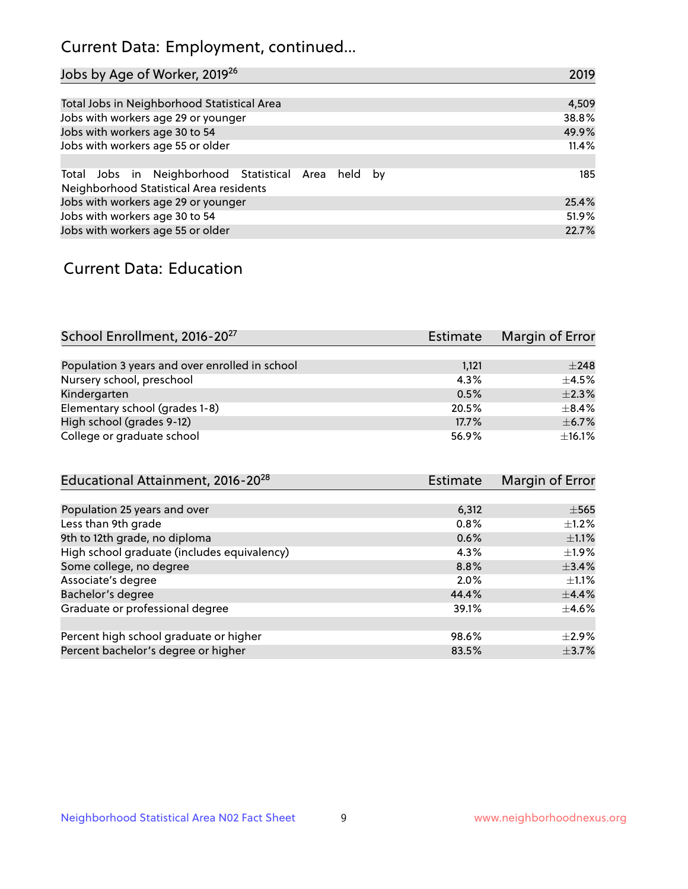## Current Data: Employment, continued...

| Jobs by Age of Worker, 2019[26] | 2019 |
|---|---|
| Total Jobs in Neighborhood Statistical Area | 4,509 |
| Jobs with workers age 29 or younger | 38.8% |
| Jobs with workers age 30 to 54 | 49.9% |
| Jobs with workers age 55 or older | 11.4% |
| | |
| Total Jobs in Neighborhood Statistical Area held by Neighborhood Statistical Area residents | 185 |
| Jobs with workers age 29 or younger | 25.4% |
| Jobs with workers age 30 to 54 | 51.9% |
| Jobs with workers age 55 or older | 22.7% |

## Current Data: Education

| School Enrollment, 2016-20[27] | Estimate | Margin of Error |
|---|---|---|
| Population 3 years and over enrolled in school | 1,121 | ±248 |
| Nursery school, preschool | 4.3% | ±4.5% |
| Kindergarten | 0.5% | ±2.3% |
| Elementary school (grades 1-8) | 20.5% | ±8.4% |
| High school (grades 9-12) | 17.7% | ±6.7% |
| College or graduate school | 56.9% | ±16.1% |

| Educational Attainment, 2016-20[28] | Estimate | Margin of Error |
|---|---|---|
| Population 25 years and over | 6,312 | ±565 |
| Less than 9th grade | 0.8% | ±1.2% |
| 9th to 12th grade, no diploma | 0.6% | ±1.1% |
| High school graduate (includes equivalency) | 4.3% | ±1.9% |
| Some college, no degree | 8.8% | ±3.4% |
| Associate's degree | 2.0% | ±1.1% |
| Bachelor's degree | 44.4% | ±4.4% |
| Graduate or professional degree | 39.1% | ±4.6% |
| | | |
| Percent high school graduate or higher | 98.6% | ±2.9% |
| Percent bachelor's degree or higher | 83.5% | ±3.7% |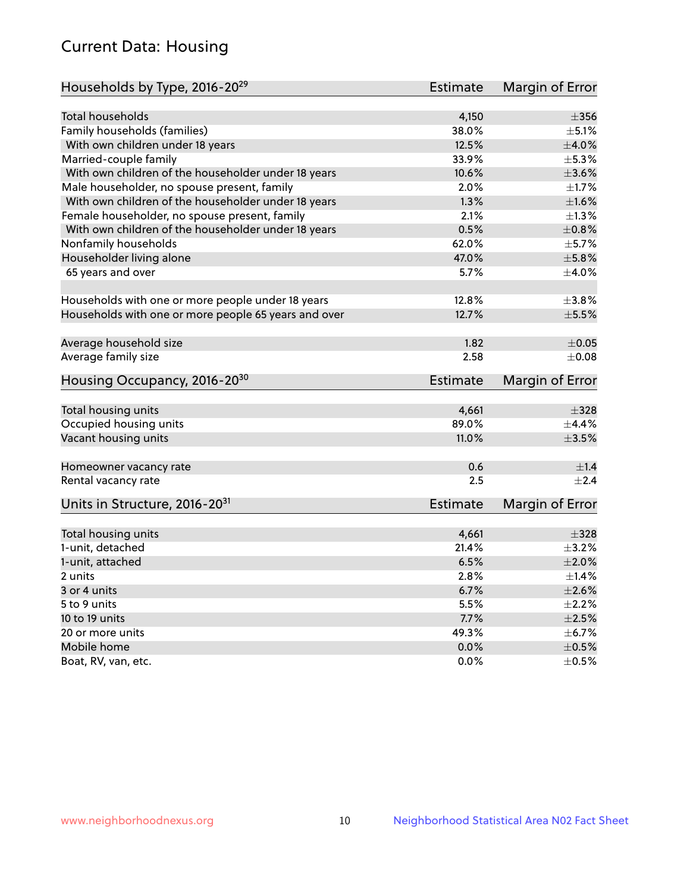## Current Data: Housing

| Households by Type, 2016-20[29] | Estimate | Margin of Error |
|---|---|---|
| Total households | 4,150 | ±356 |
| Family households (families) | 38.0% | ±5.1% |
| With own children under 18 years | 12.5% | ±4.0% |
| Married-couple family | 33.9% | ±5.3% |
| With own children of the householder under 18 years | 10.6% | ±3.6% |
| Male householder, no spouse present, family | 2.0% | ±1.7% |
| With own children of the householder under 18 years | 1.3% | ±1.6% |
| Female householder, no spouse present, family | 2.1% | ±1.3% |
| With own children of the householder under 18 years | 0.5% | ±0.8% |
| Nonfamily households | 62.0% | ±5.7% |
| Householder living alone | 47.0% | ±5.8% |
| 65 years and over | 5.7% | ±4.0% |
| Households with one or more people under 18 years | 12.8% | ±3.8% |
| Households with one or more people 65 years and over | 12.7% | ±5.5% |
| Average household size | 1.82 | ±0.05 |
| Average family size | 2.58 | ±0.08 |

| Housing Occupancy, 2016-20[30] | Estimate | Margin of Error |
|---|---|---|
| Total housing units | 4,661 | ±328 |
| Occupied housing units | 89.0% | ±4.4% |
| Vacant housing units | 11.0% | ±3.5% |
| Homeowner vacancy rate | 0.6 | ±1.4 |
| Rental vacancy rate | 2.5 | ±2.4 |

| Units in Structure, 2016-20[31] | Estimate | Margin of Error |
|---|---|---|
| Total housing units | 4,661 | ±328 |
| 1-unit, detached | 21.4% | ±3.2% |
| 1-unit, attached | 6.5% | ±2.0% |
| 2 units | 2.8% | ±1.4% |
| 3 or 4 units | 6.7% | ±2.6% |
| 5 to 9 units | 5.5% | ±2.2% |
| 10 to 19 units | 7.7% | ±2.5% |
| 20 or more units | 49.3% | ±6.7% |
| Mobile home | 0.0% | ±0.5% |
| Boat, RV, van, etc. | 0.0% | ±0.5% |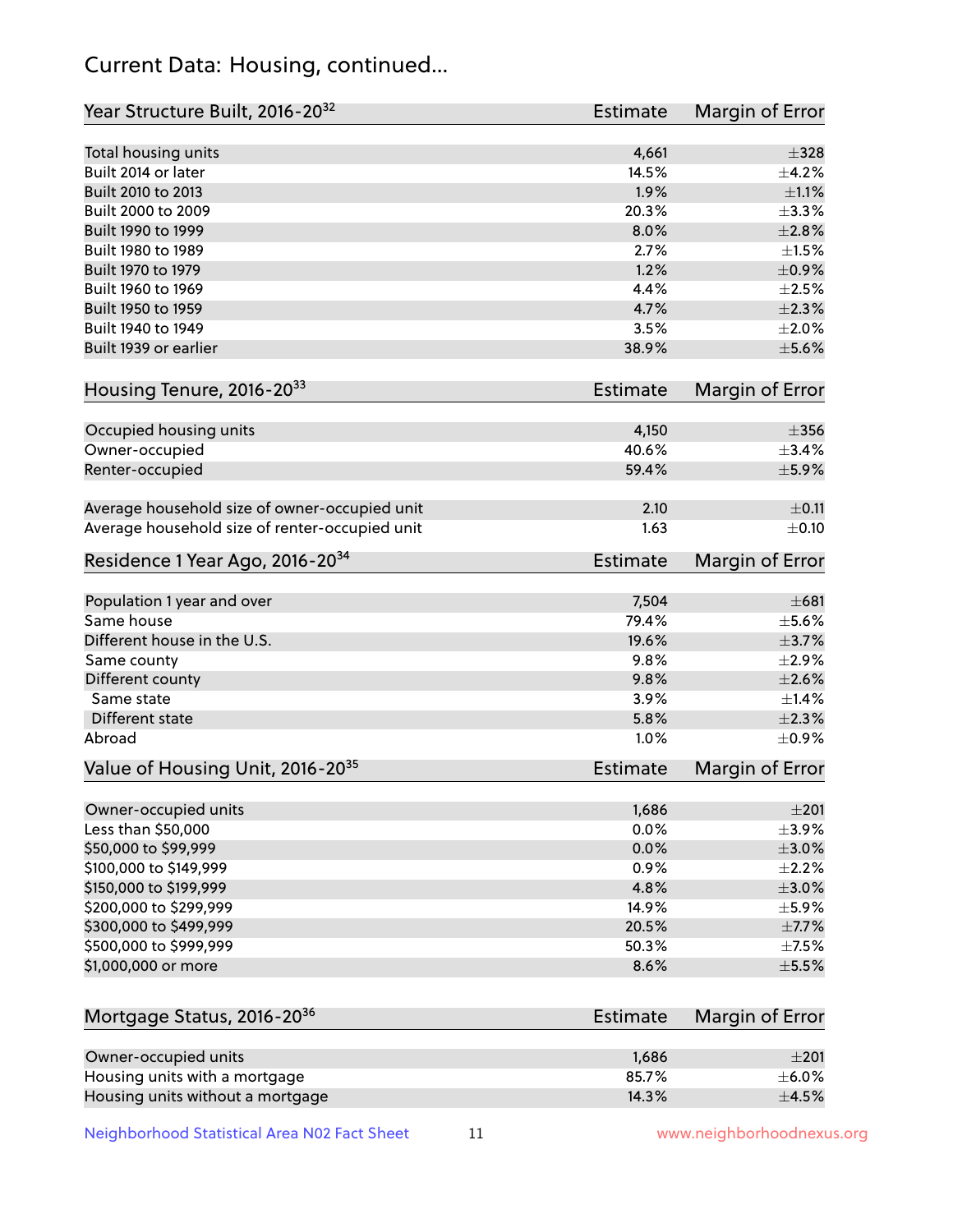## Current Data: Housing, continued...

| Year Structure Built, 2016-20[32] | Estimate | Margin of Error |
|---|---|---|
| Total housing units | 4,661 | ±328 |
| Built 2014 or later | 14.5% | ±4.2% |
| Built 2010 to 2013 | 1.9% | ±1.1% |
| Built 2000 to 2009 | 20.3% | ±3.3% |
| Built 1990 to 1999 | 8.0% | ±2.8% |
| Built 1980 to 1989 | 2.7% | ±1.5% |
| Built 1970 to 1979 | 1.2% | ±0.9% |
| Built 1960 to 1969 | 4.4% | ±2.5% |
| Built 1950 to 1959 | 4.7% | ±2.3% |
| Built 1940 to 1949 | 3.5% | ±2.0% |
| Built 1939 or earlier | 38.9% | ±5.6% |

| Housing Tenure, 2016-20[33] | Estimate | Margin of Error |
|---|---|---|
| Occupied housing units | 4,150 | ±356 |
| Owner-occupied | 40.6% | ±3.4% |
| Renter-occupied | 59.4% | ±5.9% |
| | | |
| Average household size of owner-occupied unit | 2.10 | ±0.11 |
| Average household size of renter-occupied unit | 1.63 | ±0.10 |

| Residence 1 Year Ago, 2016-20[34] | Estimate | Margin of Error |
|---|---|---|
| Population 1 year and over | 7,504 | ±681 |
| Same house | 79.4% | ±5.6% |
| Different house in the U.S. | 19.6% | ±3.7% |
| Same county | 9.8% | ±2.9% |
| Different county | 9.8% | ±2.6% |
| Same state | 3.9% | ±1.4% |
| Different state | 5.8% | ±2.3% |
| Abroad | 1.0% | ±0.9% |

| Value of Housing Unit, 2016-20[35] | Estimate | Margin of Error |
|---|---|---|
| Owner-occupied units | 1,686 | ±201 |
| Less than $50,000 | 0.0% | ±3.9% |
| $50,000 to $99,999 | 0.0% | ±3.0% |
| $100,000 to $149,999 | 0.9% | ±2.2% |
| $150,000 to $199,999 | 4.8% | ±3.0% |
| $200,000 to $299,999 | 14.9% | ±5.9% |
| $300,000 to $499,999 | 20.5% | ±7.7% |
| $500,000 to $999,999 | 50.3% | ±7.5% |
| $1,000,000 or more | 8.6% | ±5.5% |

| Mortgage Status, 2016-20[36] | Estimate | Margin of Error |
|---|---|---|
| Owner-occupied units | 1,686 | ±201 |
| Housing units with a mortgage | 85.7% | ±6.0% |
| Housing units without a mortgage | 14.3% | ±4.5% |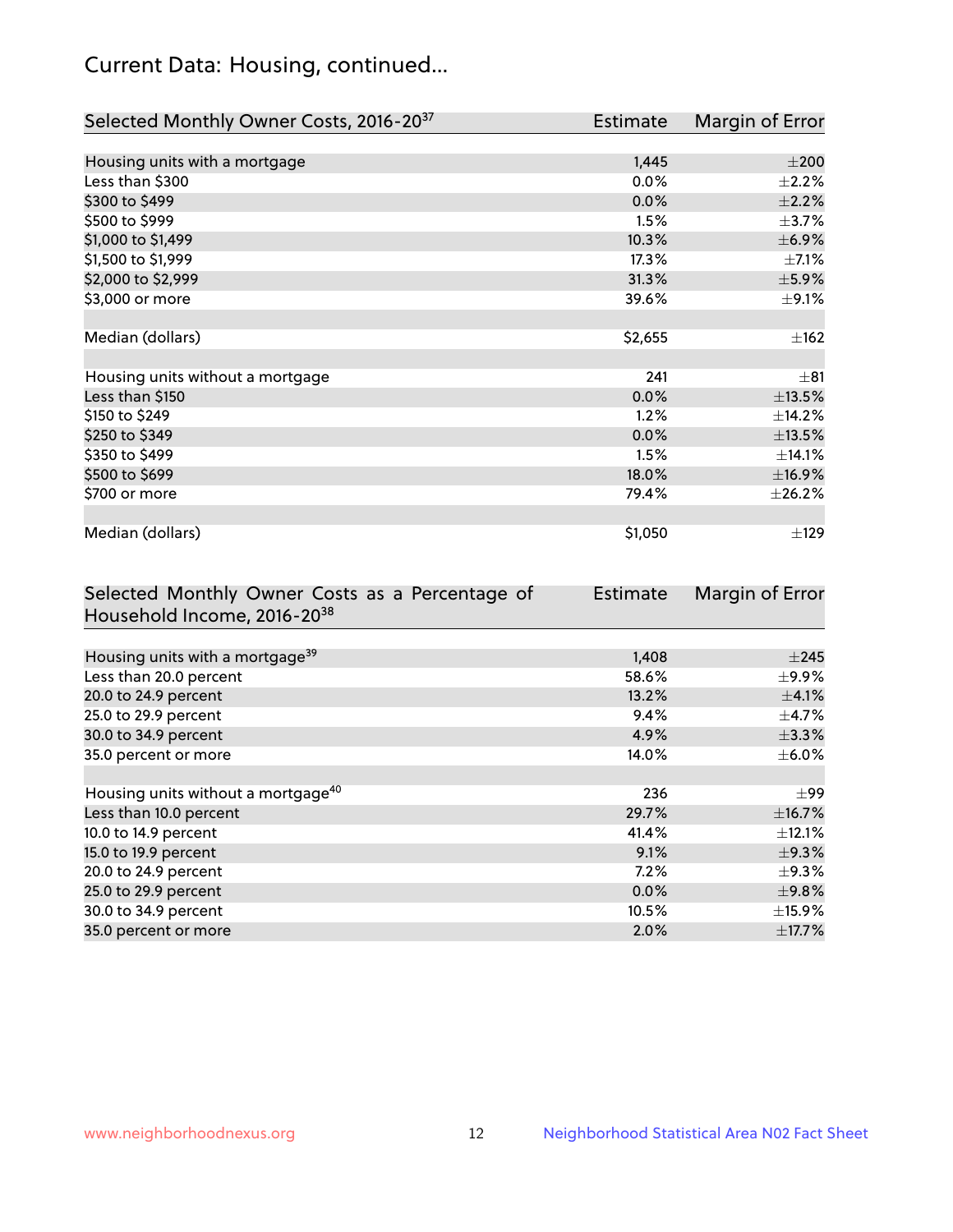## Current Data: Housing, continued...

| Selected Monthly Owner Costs, 2016-20[37] | Estimate | Margin of Error |
|---|---|---|
| Housing units with a mortgage | 1,445 | ±200 |
| Less than $300 | 0.0% | ±2.2% |
| $300 to $499 | 0.0% | ±2.2% |
| $500 to $999 | 1.5% | ±3.7% |
| $1,000 to $1,499 | 10.3% | ±6.9% |
| $1,500 to $1,999 | 17.3% | ±7.1% |
| $2,000 to $2,999 | 31.3% | ±5.9% |
| $3,000 or more | 39.6% | ±9.1% |
| | | |
| Median (dollars) | $2,655 | ±162 |
| | | |
| Housing units without a mortgage | 241 | ±81 |
| Less than $150 | 0.0% | ±13.5% |
| $150 to $249 | 1.2% | ±14.2% |
| $250 to $349 | 0.0% | ±13.5% |
| $350 to $499 | 1.5% | ±14.1% |
| $500 to $699 | 18.0% | ±16.9% |
| $700 or more | 79.4% | ±26.2% |
| | | |
| Median (dollars) | $1,050 | ±129 |

| Selected Monthly Owner Costs as a Percentage of Household Income, 2016-20[38] | Estimate | Margin of Error |
|---|---|---|
| Housing units with a mortgage[39] | 1,408 | ±245 |
| Less than 20.0 percent | 58.6% | ±9.9% |
| 20.0 to 24.9 percent | 13.2% | ±4.1% |
| 25.0 to 29.9 percent | 9.4% | ±4.7% |
| 30.0 to 34.9 percent | 4.9% | ±3.3% |
| 35.0 percent or more | 14.0% | ±6.0% |
| | | |
| Housing units without a mortgage[40] | 236 | ±99 |
| Less than 10.0 percent | 29.7% | ±16.7% |
| 10.0 to 14.9 percent | 41.4% | ±12.1% |
| 15.0 to 19.9 percent | 9.1% | ±9.3% |
| 20.0 to 24.9 percent | 7.2% | ±9.3% |
| 25.0 to 29.9 percent | 0.0% | ±9.8% |
| 30.0 to 34.9 percent | 10.5% | ±15.9% |
| 35.0 percent or more | 2.0% | ±17.7% |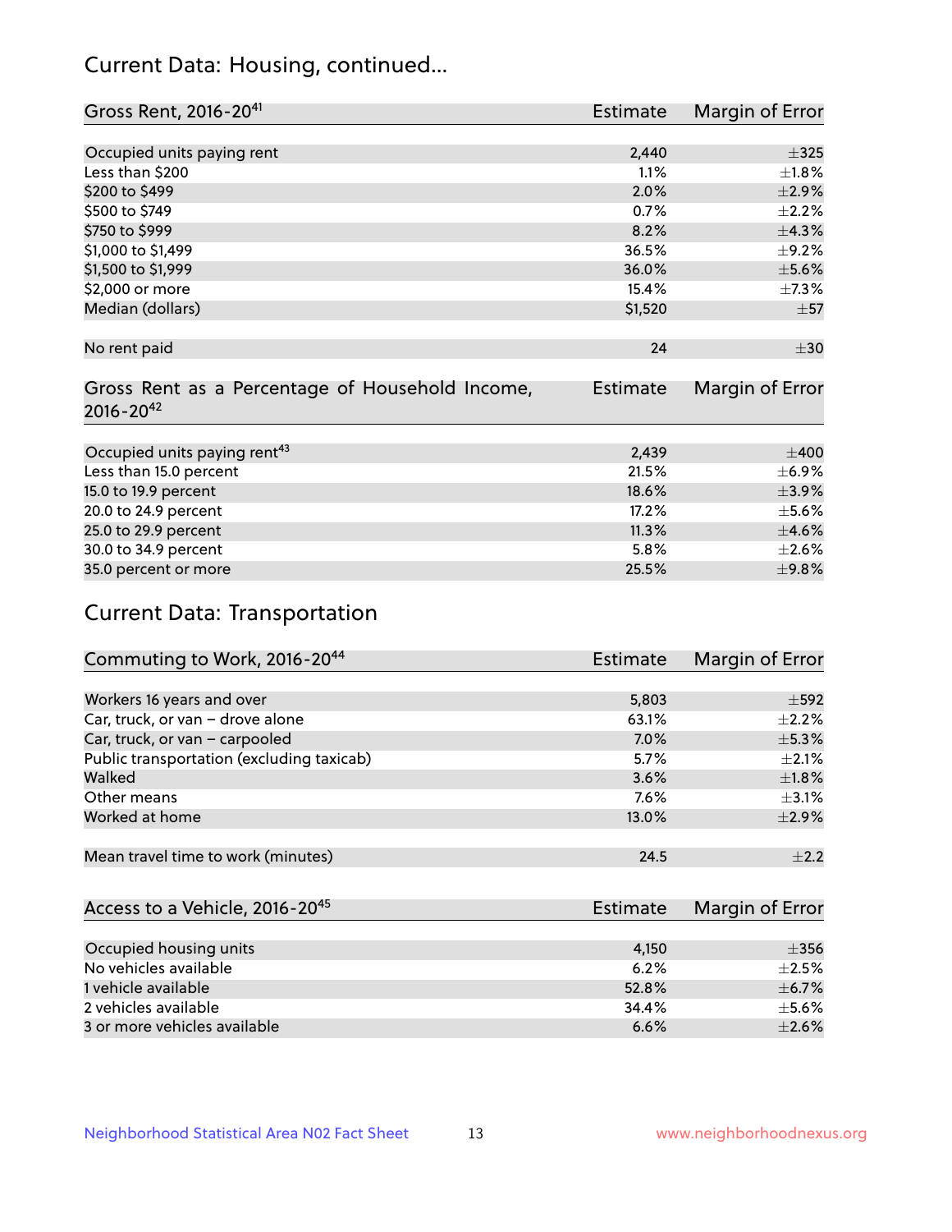## Current Data: Housing, continued...

| Gross Rent, 2016-20[41] | Estimate | Margin of Error |
|---|---|---|
| Occupied units paying rent | 2,440 | ±325 |
| Less than $200 | 1.1% | ±1.8% |
| $200 to $499 | 2.0% | ±2.9% |
| $500 to $749 | 0.7% | ±2.2% |
| $750 to $999 | 8.2% | ±4.3% |
| $1,000 to $1,499 | 36.5% | ±9.2% |
| $1,500 to $1,999 | 36.0% | ±5.6% |
| $2,000 or more | 15.4% | ±7.3% |
| Median (dollars) | $1,520 | ±57 |
| No rent paid | 24 | ±30 |

| Gross Rent as a Percentage of Household Income, 2016-20[42] | Estimate | Margin of Error |
|---|---|---|
| Occupied units paying rent[43] | 2,439 | ±400 |
| Less than 15.0 percent | 21.5% | ±6.9% |
| 15.0 to 19.9 percent | 18.6% | ±3.9% |
| 20.0 to 24.9 percent | 17.2% | ±5.6% |
| 25.0 to 29.9 percent | 11.3% | ±4.6% |
| 30.0 to 34.9 percent | 5.8% | ±2.6% |
| 35.0 percent or more | 25.5% | ±9.8% |

## Current Data: Transportation

| Commuting to Work, 2016-20[44] | Estimate | Margin of Error |
|---|---|---|
| Workers 16 years and over | 5,803 | ±592 |
| Car, truck, or van – drove alone | 63.1% | ±2.2% |
| Car, truck, or van – carpooled | 7.0% | ±5.3% |
| Public transportation (excluding taxicab) | 5.7% | ±2.1% |
| Walked | 3.6% | ±1.8% |
| Other means | 7.6% | ±3.1% |
| Worked at home | 13.0% | ±2.9% |
| Mean travel time to work (minutes) | 24.5 | ±2.2 |

| Access to a Vehicle, 2016-20[45] | Estimate | Margin of Error |
|---|---|---|
| Occupied housing units | 4,150 | ±356 |
| No vehicles available | 6.2% | ±2.5% |
| 1 vehicle available | 52.8% | ±6.7% |
| 2 vehicles available | 34.4% | ±5.6% |
| 3 or more vehicles available | 6.6% | ±2.6% |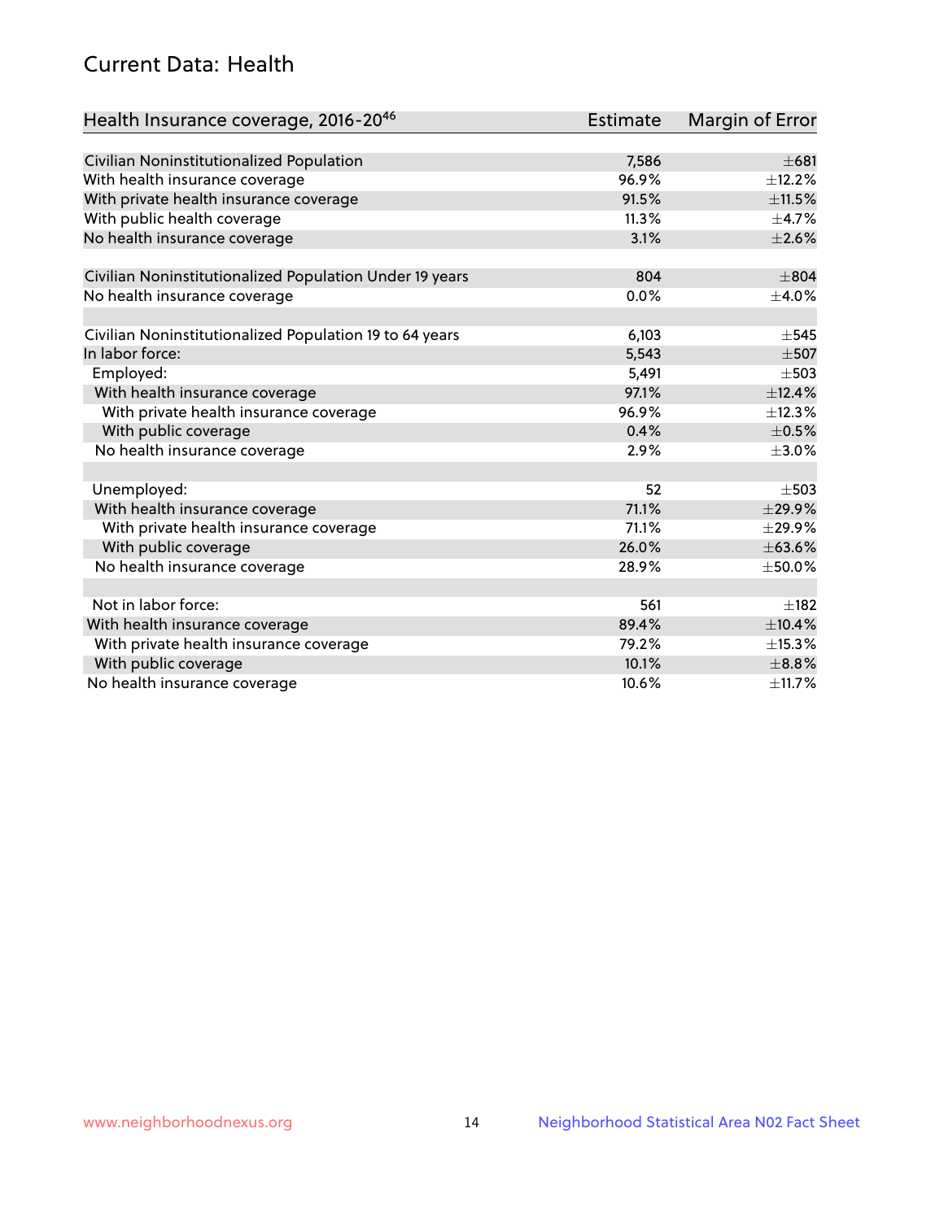## Current Data: Health

| Health Insurance coverage, 2016-20[46] | Estimate | Margin of Error |
|---|---|---|
| Civilian Noninstitutionalized Population | 7,586 | ±681 |
| With health insurance coverage | 96.9% | ±12.2% |
| With private health insurance coverage | 91.5% | ±11.5% |
| With public health coverage | 11.3% | ±4.7% |
| No health insurance coverage | 3.1% | ±2.6% |
| | | |
| Civilian Noninstitutionalized Population Under 19 years | 804 | ±804 |
| No health insurance coverage | 0.0% | ±4.0% |
| | | |
| Civilian Noninstitutionalized Population 19 to 64 years | 6,103 | ±545 |
| In labor force: | 5,543 | ±507 |
| Employed: | 5,491 | ±503 |
| With health insurance coverage | 97.1% | ±12.4% |
| With private health insurance coverage | 96.9% | ±12.3% |
| With public coverage | 0.4% | ±0.5% |
| No health insurance coverage | 2.9% | ±3.0% |
| | | |
| Unemployed: | 52 | ±503 |
| With health insurance coverage | 71.1% | ±29.9% |
| With private health insurance coverage | 71.1% | ±29.9% |
| With public coverage | 26.0% | ±63.6% |
| No health insurance coverage | 28.9% | ±50.0% |
| | | |
| Not in labor force: | 561 | ±182 |
| With health insurance coverage | 89.4% | ±10.4% |
| With private health insurance coverage | 79.2% | ±15.3% |
| With public coverage | 10.1% | ±8.8% |
| No health insurance coverage | 10.6% | ±11.7% |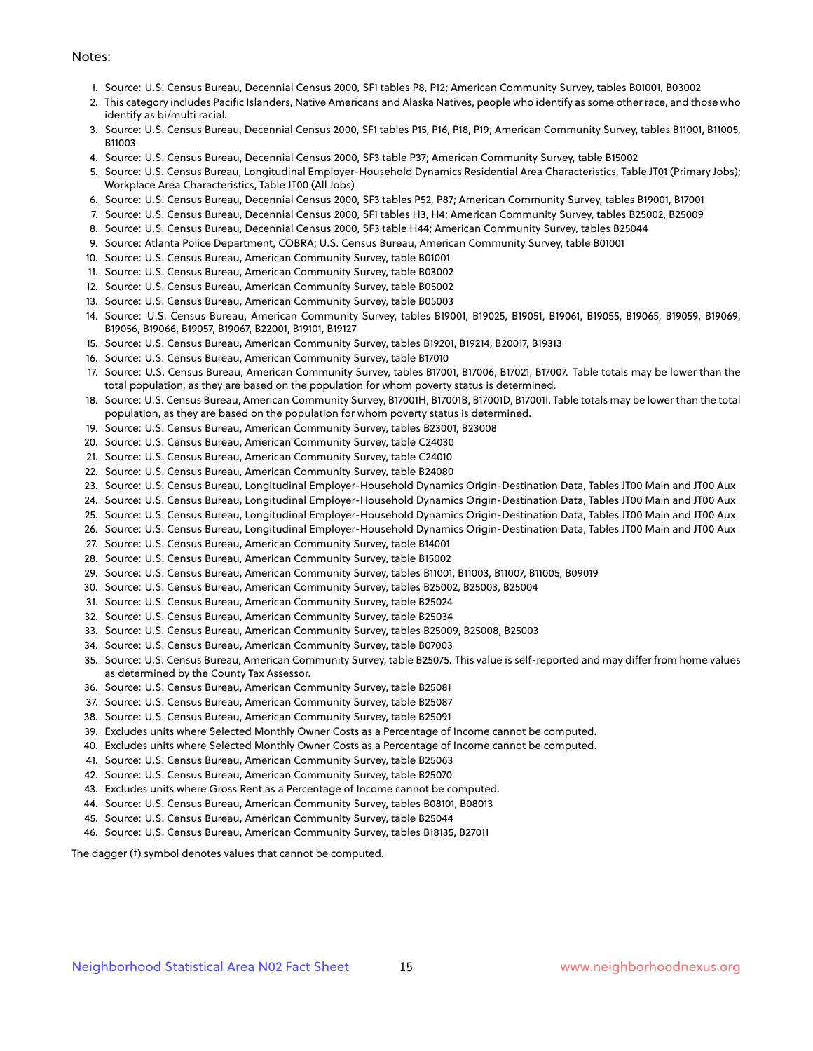Notes:

1. Source: U.S. Census Bureau, Decennial Census 2000, SF1 tables P8, P12; American Community Survey, tables B01001, B03002
2. This category includes Pacific Islanders, Native Americans and Alaska Natives, people who identify as some other race, and those who identify as bi/multi racial.
3. Source: U.S. Census Bureau, Decennial Census 2000, SF1 tables P15, P16, P18, P19; American Community Survey, tables B11001, B11005, B11003
4. Source: U.S. Census Bureau, Decennial Census 2000, SF3 table P37; American Community Survey, table B15002
5. Source: U.S. Census Bureau, Longitudinal Employer-Household Dynamics Residential Area Characteristics, Table JT01 (Primary Jobs); Workplace Area Characteristics, Table JT00 (All Jobs)
6. Source: U.S. Census Bureau, Decennial Census 2000, SF3 tables P52, P87; American Community Survey, tables B19001, B17001
7. Source: U.S. Census Bureau, Decennial Census 2000, SF1 tables H3, H4; American Community Survey, tables B25002, B25009
8. Source: U.S. Census Bureau, Decennial Census 2000, SF3 table H44; American Community Survey, tables B25044
9. Source: Atlanta Police Department, COBRA; U.S. Census Bureau, American Community Survey, table B01001
10. Source: U.S. Census Bureau, American Community Survey, table B01001
11. Source: U.S. Census Bureau, American Community Survey, table B03002
12. Source: U.S. Census Bureau, American Community Survey, table B05002
13. Source: U.S. Census Bureau, American Community Survey, table B05003
14. Source: U.S. Census Bureau, American Community Survey, tables B19001, B19025, B19051, B19061, B19055, B19065, B19059, B19069, B19056, B19066, B19057, B19067, B22001, B19101, B19127
15. Source: U.S. Census Bureau, American Community Survey, tables B19201, B19214, B20017, B19313
16. Source: U.S. Census Bureau, American Community Survey, table B17010
17. Source: U.S. Census Bureau, American Community Survey, tables B17001, B17006, B17021, B17007. Table totals may be lower than the total population, as they are based on the population for whom poverty status is determined.
18. Source: U.S. Census Bureau, American Community Survey, B17001H, B17001B, B17001D, B17001I. Table totals may be lower than the total population, as they are based on the population for whom poverty status is determined.
19. Source: U.S. Census Bureau, American Community Survey, tables B23001, B23008
20. Source: U.S. Census Bureau, American Community Survey, table C24030
21. Source: U.S. Census Bureau, American Community Survey, table C24010
22. Source: U.S. Census Bureau, American Community Survey, table B24080
23. Source: U.S. Census Bureau, Longitudinal Employer-Household Dynamics Origin-Destination Data, Tables JT00 Main and JT00 Aux
24. Source: U.S. Census Bureau, Longitudinal Employer-Household Dynamics Origin-Destination Data, Tables JT00 Main and JT00 Aux
25. Source: U.S. Census Bureau, Longitudinal Employer-Household Dynamics Origin-Destination Data, Tables JT00 Main and JT00 Aux
26. Source: U.S. Census Bureau, Longitudinal Employer-Household Dynamics Origin-Destination Data, Tables JT00 Main and JT00 Aux
27. Source: U.S. Census Bureau, American Community Survey, table B14001
28. Source: U.S. Census Bureau, American Community Survey, table B15002
29. Source: U.S. Census Bureau, American Community Survey, tables B11001, B11003, B11007, B11005, B09019
30. Source: U.S. Census Bureau, American Community Survey, tables B25002, B25003, B25004
31. Source: U.S. Census Bureau, American Community Survey, table B25024
32. Source: U.S. Census Bureau, American Community Survey, table B25034
33. Source: U.S. Census Bureau, American Community Survey, tables B25009, B25008, B25003
34. Source: U.S. Census Bureau, American Community Survey, table B07003
35. Source: U.S. Census Bureau, American Community Survey, table B25075. This value is self-reported and may differ from home values as determined by the County Tax Assessor.
36. Source: U.S. Census Bureau, American Community Survey, table B25081
37. Source: U.S. Census Bureau, American Community Survey, table B25087
38. Source: U.S. Census Bureau, American Community Survey, table B25091
39. Excludes units where Selected Monthly Owner Costs as a Percentage of Income cannot be computed.
40. Excludes units where Selected Monthly Owner Costs as a Percentage of Income cannot be computed.
41. Source: U.S. Census Bureau, American Community Survey, table B25063
42. Source: U.S. Census Bureau, American Community Survey, table B25070
43. Excludes units where Gross Rent as a Percentage of Income cannot be computed.
44. Source: U.S. Census Bureau, American Community Survey, tables B08101, B08013
45. Source: U.S. Census Bureau, American Community Survey, table B25044
46. Source: U.S. Census Bureau, American Community Survey, tables B18135, B27011

The dagger (†) symbol denotes values that cannot be computed.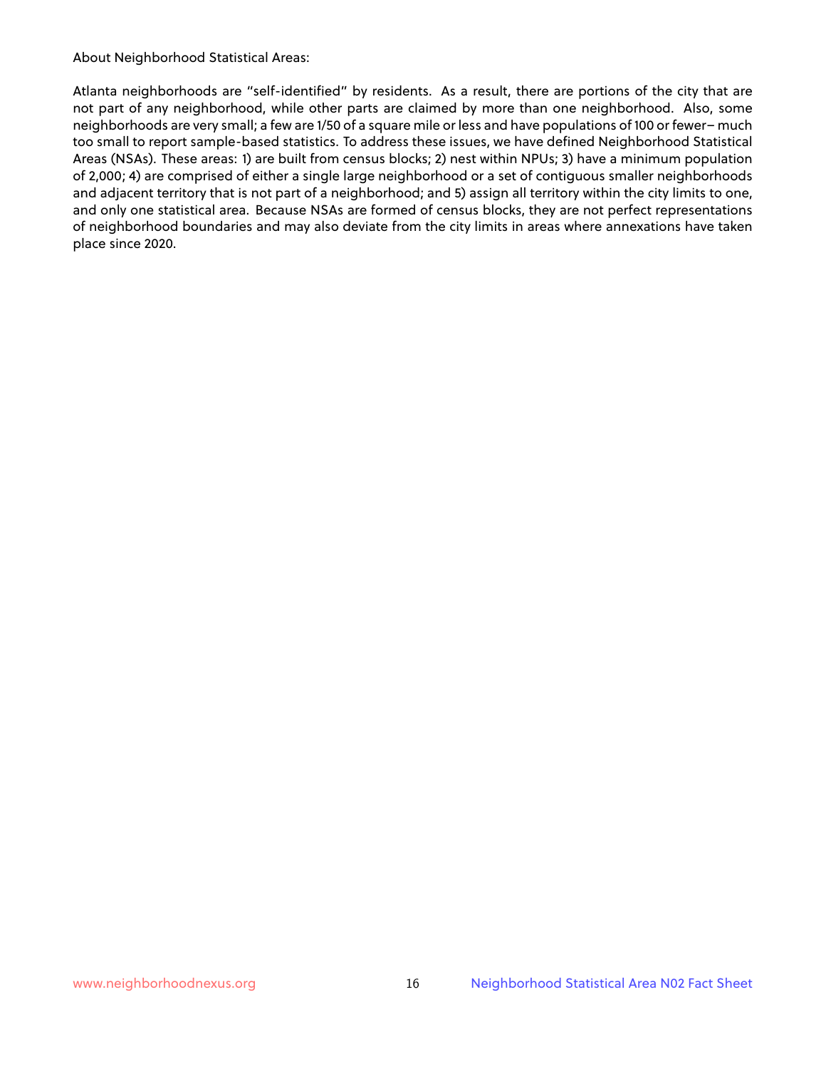About Neighborhood Statistical Areas:

Atlanta neighborhoods are "self-identified" by residents. As a result, there are portions of the city that are not part of any neighborhood, while other parts are claimed by more than one neighborhood. Also, some neighborhoods are very small; a few are 1/50 of a square mile or less and have populations of 100 or fewer– much too small to report sample-based statistics. To address these issues, we have defined Neighborhood Statistical Areas (NSAs). These areas: 1) are built from census blocks; 2) nest within NPUs; 3) have a minimum population of 2,000; 4) are comprised of either a single large neighborhood or a set of contiguous smaller neighborhoods and adjacent territory that is not part of a neighborhood; and 5) assign all territory within the city limits to one, and only one statistical area. Because NSAs are formed of census blocks, they are not perfect representations of neighborhood boundaries and may also deviate from the city limits in areas where annexations have taken place since 2020.